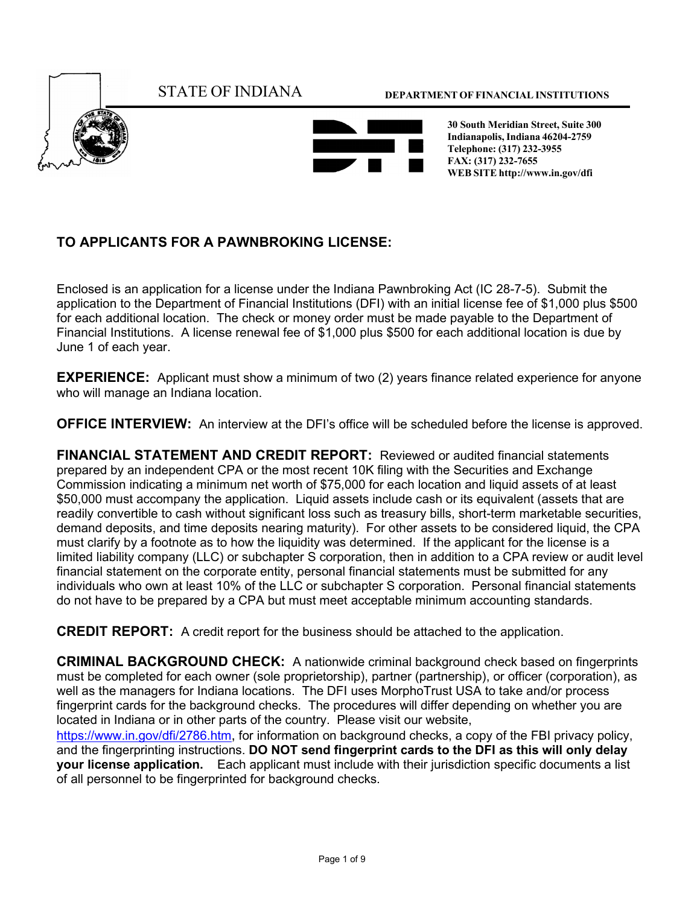STATE OF INDIANA

**DEPARTMENT OF FINANCIAL INSTITUTIONS**

**30 South Meridian Street, Suite 300**
**Indianapolis, Indiana 46204-2759**
**Telephone: (317) 232-3955**
**FAX: (317) 232-7655**
**WEB SITE http://www.in.gov/dfi**

## TO APPLICANTS FOR A PAWNBROKING LICENSE:

Enclosed is an application for a license under the Indiana Pawnbroking Act (IC 28-7-5). Submit the application to the Department of Financial Institutions (DFI) with an initial license fee of $1,000 plus $500 for each additional location. The check or money order must be made payable to the Department of Financial Institutions. A license renewal fee of $1,000 plus $500 for each additional location is due by June 1 of each year.

**EXPERIENCE:** Applicant must show a minimum of two (2) years finance related experience for anyone who will manage an Indiana location.

**OFFICE INTERVIEW:** An interview at the DFI's office will be scheduled before the license is approved.

**FINANCIAL STATEMENT AND CREDIT REPORT:** Reviewed or audited financial statements prepared by an independent CPA or the most recent 10K filing with the Securities and Exchange Commission indicating a minimum net worth of $75,000 for each location and liquid assets of at least $50,000 must accompany the application. Liquid assets include cash or its equivalent (assets that are readily convertible to cash without significant loss such as treasury bills, short-term marketable securities, demand deposits, and time deposits nearing maturity). For other assets to be considered liquid, the CPA must clarify by a footnote as to how the liquidity was determined. If the applicant for the license is a limited liability company (LLC) or subchapter S corporation, then in addition to a CPA review or audit level financial statement on the corporate entity, personal financial statements must be submitted for any individuals who own at least 10% of the LLC or subchapter S corporation. Personal financial statements do not have to be prepared by a CPA but must meet acceptable minimum accounting standards.

**CREDIT REPORT:** A credit report for the business should be attached to the application.

**CRIMINAL BACKGROUND CHECK:** A nationwide criminal background check based on fingerprints must be completed for each owner (sole proprietorship), partner (partnership), or officer (corporation), as well as the managers for Indiana locations. The DFI uses MorphoTrust USA to take and/or process fingerprint cards for the background checks. The procedures will differ depending on whether you are located in Indiana or in other parts of the country. Please visit our website, https://www.in.gov/dfi/2786.htm, for information on background checks, a copy of the FBI privacy policy, and the fingerprinting instructions. **DO NOT send fingerprint cards to the DFI as this will only delay your license application.** Each applicant must include with their jurisdiction specific documents a list of all personnel to be fingerprinted for background checks.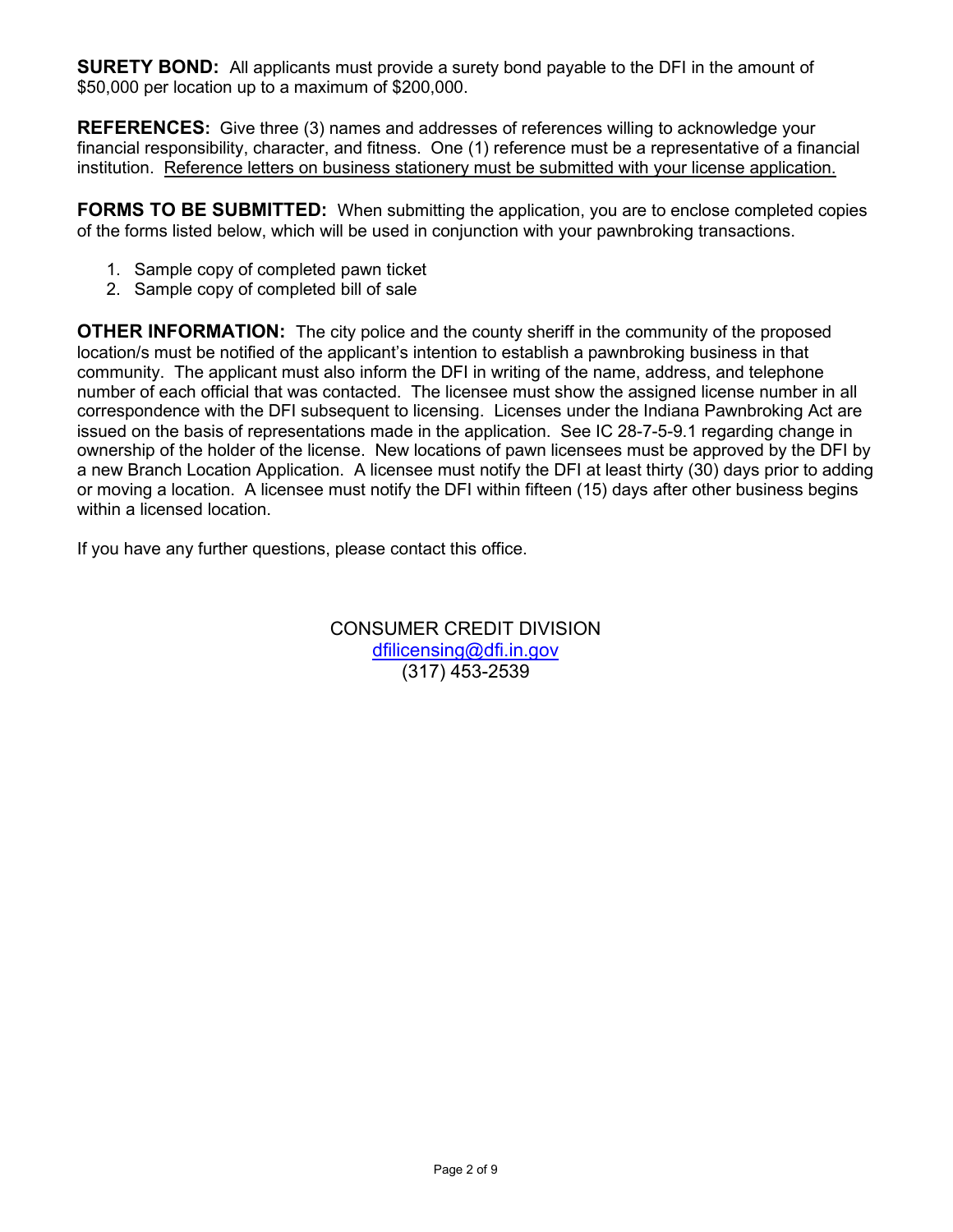**SURETY BOND:** All applicants must provide a surety bond payable to the DFI in the amount of $50,000 per location up to a maximum of $200,000.

**REFERENCES:** Give three (3) names and addresses of references willing to acknowledge your financial responsibility, character, and fitness. One (1) reference must be a representative of a financial institution. Reference letters on business stationery must be submitted with your license application.

**FORMS TO BE SUBMITTED:** When submitting the application, you are to enclose completed copies of the forms listed below, which will be used in conjunction with your pawnbroking transactions.

1. Sample copy of completed pawn ticket
2. Sample copy of completed bill of sale

**OTHER INFORMATION:** The city police and the county sheriff in the community of the proposed location/s must be notified of the applicant's intention to establish a pawnbroking business in that community. The applicant must also inform the DFI in writing of the name, address, and telephone number of each official that was contacted. The licensee must show the assigned license number in all correspondence with the DFI subsequent to licensing. Licenses under the Indiana Pawnbroking Act are issued on the basis of representations made in the application. See IC 28-7-5-9.1 regarding change in ownership of the holder of the license. New locations of pawn licensees must be approved by the DFI by a new Branch Location Application. A licensee must notify the DFI at least thirty (30) days prior to adding or moving a location. A licensee must notify the DFI within fifteen (15) days after other business begins within a licensed location.

If you have any further questions, please contact this office.

CONSUMER CREDIT DIVISION
dfilicensing@dfi.in.gov
(317) 453-2539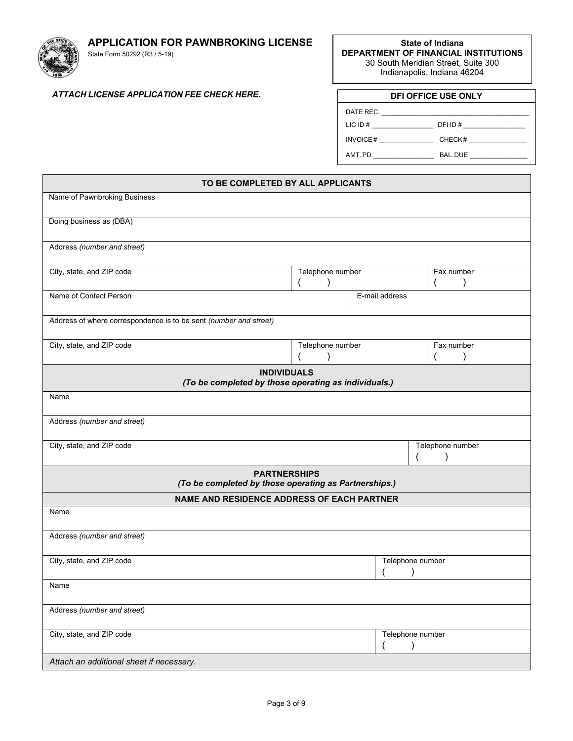# APPLICATION FOR PAWNBROKING LICENSE

State Form 50292 (R3 / 5-19)

**State of Indiana**
**DEPARTMENT OF FINANCIAL INSTITUTIONS**
30 South Meridian Street, Suite 300
Indianapolis, Indiana 46204

***ATTACH LICENSE APPLICATION FEE CHECK HERE.***

| DFI OFFICE USE ONLY | |
|---|---|
| DATE REC. ______________ | |
| LIC ID # ______________ | DFI ID # ______________ |
| INVOICE # ______________ | CHECK # ______________ |
| AMT. PD. ______________ | BAL. DUE ______________ |

| TO BE COMPLETED BY ALL APPLICANTS | | |
|---|---|---|
| Name of Pawnbroking Business | | |
| Doing business as (DBA) | | |
| Address *(number and street)* | | |
| City, state, and ZIP code | Telephone number ( ) | Fax number ( ) |
| Name of Contact Person | E-mail address | |
| Address of where correspondence is to be sent *(number and street)* | | |
| City, state, and ZIP code | Telephone number ( ) | Fax number ( ) |

| **INDIVIDUALS** *(To be completed by those operating as individuals.)* | |
|---|---|
| Name | |
| Address *(number and street)* | |
| City, state, and ZIP code | Telephone number ( ) |

| **PARTNERSHIPS** *(To be completed by those operating as Partnerships.)* | |
|---|---|
| **NAME AND RESIDENCE ADDRESS OF EACH PARTNER** | |
| Name | |
| Address *(number and street)* | |
| City, state, and ZIP code | Telephone number ( ) |
| Name | |
| Address *(number and street)* | |
| City, state, and ZIP code | Telephone number ( ) |
| *Attach an additional sheet if necessary.* | |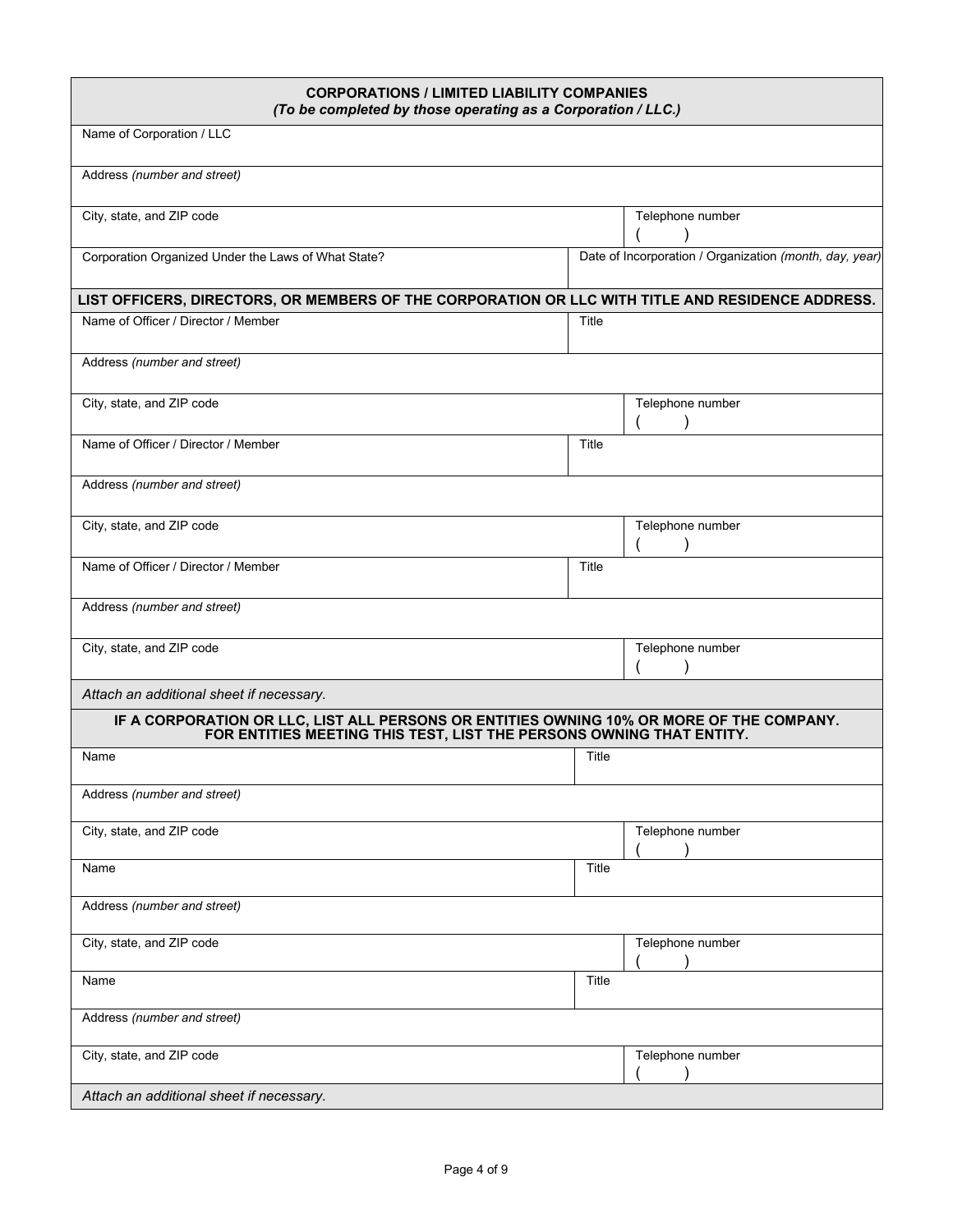| **CORPORATIONS / LIMITED LIABILITY COMPANIES** *(To be completed by those operating as a Corporation / LLC.)* | | |
|---|---|---|
| Name of Corporation / LLC | | |
| Address *(number and street)* | | |
| City, state, and ZIP code | | Telephone number ( ) |
| Corporation Organized Under the Laws of What State? | Date of Incorporation / Organization *(month, day, year)* | |

| **LIST OFFICERS, DIRECTORS, OR MEMBERS OF THE CORPORATION OR LLC WITH TITLE AND RESIDENCE ADDRESS.** | | |
|---|---|---|
| Name of Officer / Director / Member | Title | |
| Address *(number and street)* | | |
| City, state, and ZIP code | | Telephone number ( ) |
| Name of Officer / Director / Member | Title | |
| Address *(number and street)* | | |
| City, state, and ZIP code | | Telephone number ( ) |
| Name of Officer / Director / Member | Title | |
| Address *(number and street)* | | |
| City, state, and ZIP code | | Telephone number ( ) |
| *Attach an additional sheet if necessary.* | | |

| **IF A CORPORATION OR LLC, LIST ALL PERSONS OR ENTITIES OWNING 10% OR MORE OF THE COMPANY. FOR ENTITIES MEETING THIS TEST, LIST THE PERSONS OWNING THAT ENTITY.** | | |
|---|---|---|
| Name | Title | |
| Address *(number and street)* | | |
| City, state, and ZIP code | | Telephone number ( ) |
| Name | Title | |
| Address *(number and street)* | | |
| City, state, and ZIP code | | Telephone number ( ) |
| Name | Title | |
| Address *(number and street)* | | |
| City, state, and ZIP code | | Telephone number ( ) |
| *Attach an additional sheet if necessary.* | | |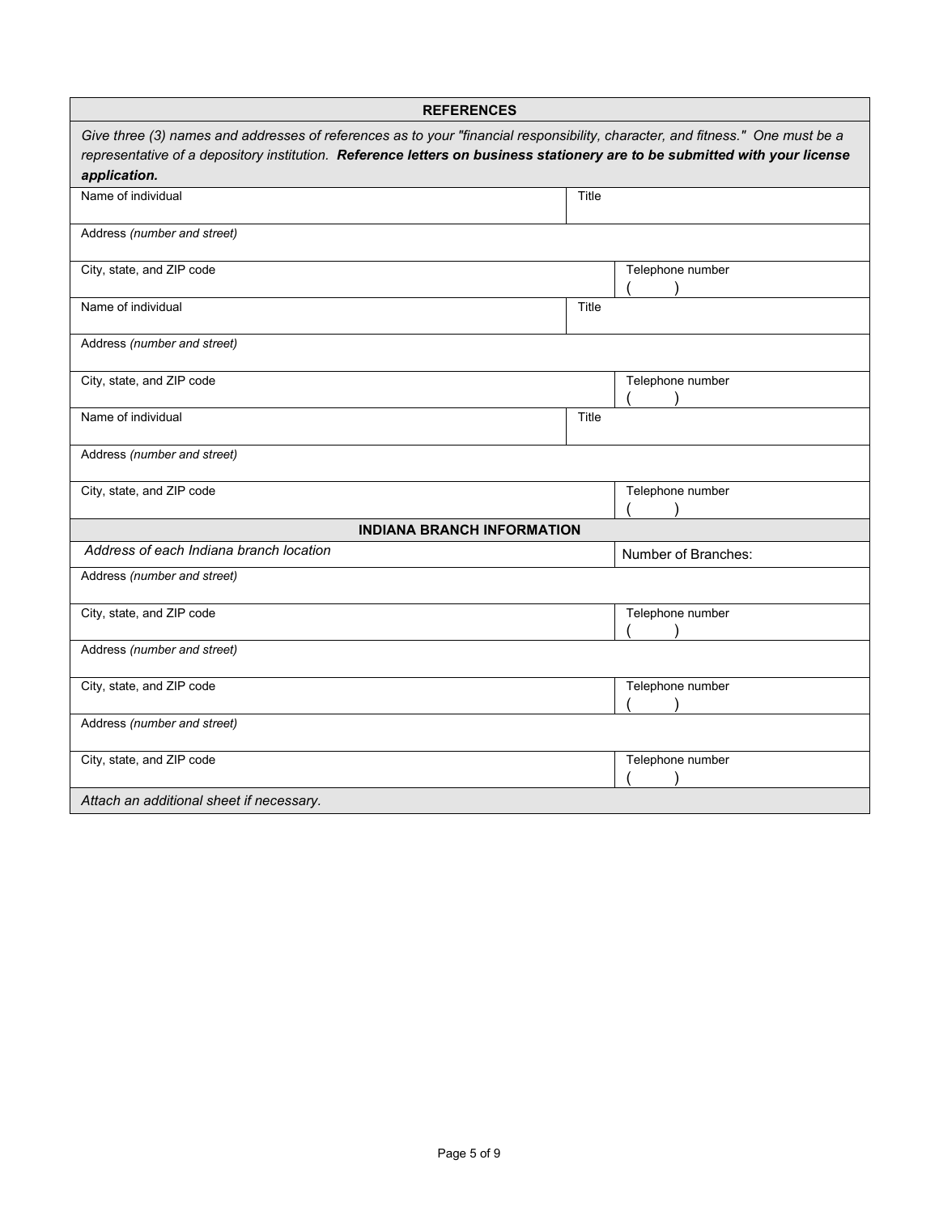## REFERENCES

*Give three (3) names and addresses of references as to your "financial responsibility, character, and fitness." One must be a representative of a depository institution.* ***Reference letters on business stationery are to be submitted with your license application.***

| Name of individual | Title |
|---|---|
| Address *(number and street)* | |
| City, state, and ZIP code | Telephone number ( ) |
| Name of individual | Title |
| Address *(number and street)* | |
| City, state, and ZIP code | Telephone number ( ) |
| Name of individual | Title |
| Address *(number and street)* | |
| City, state, and ZIP code | Telephone number ( ) |

## INDIANA BRANCH INFORMATION

| *Address of each Indiana branch location* | Number of Branches: |
|---|---|
| Address *(number and street)* | |
| City, state, and ZIP code | Telephone number ( ) |
| Address *(number and street)* | |
| City, state, and ZIP code | Telephone number ( ) |
| Address *(number and street)* | |
| City, state, and ZIP code | Telephone number ( ) |

*Attach an additional sheet if necessary.*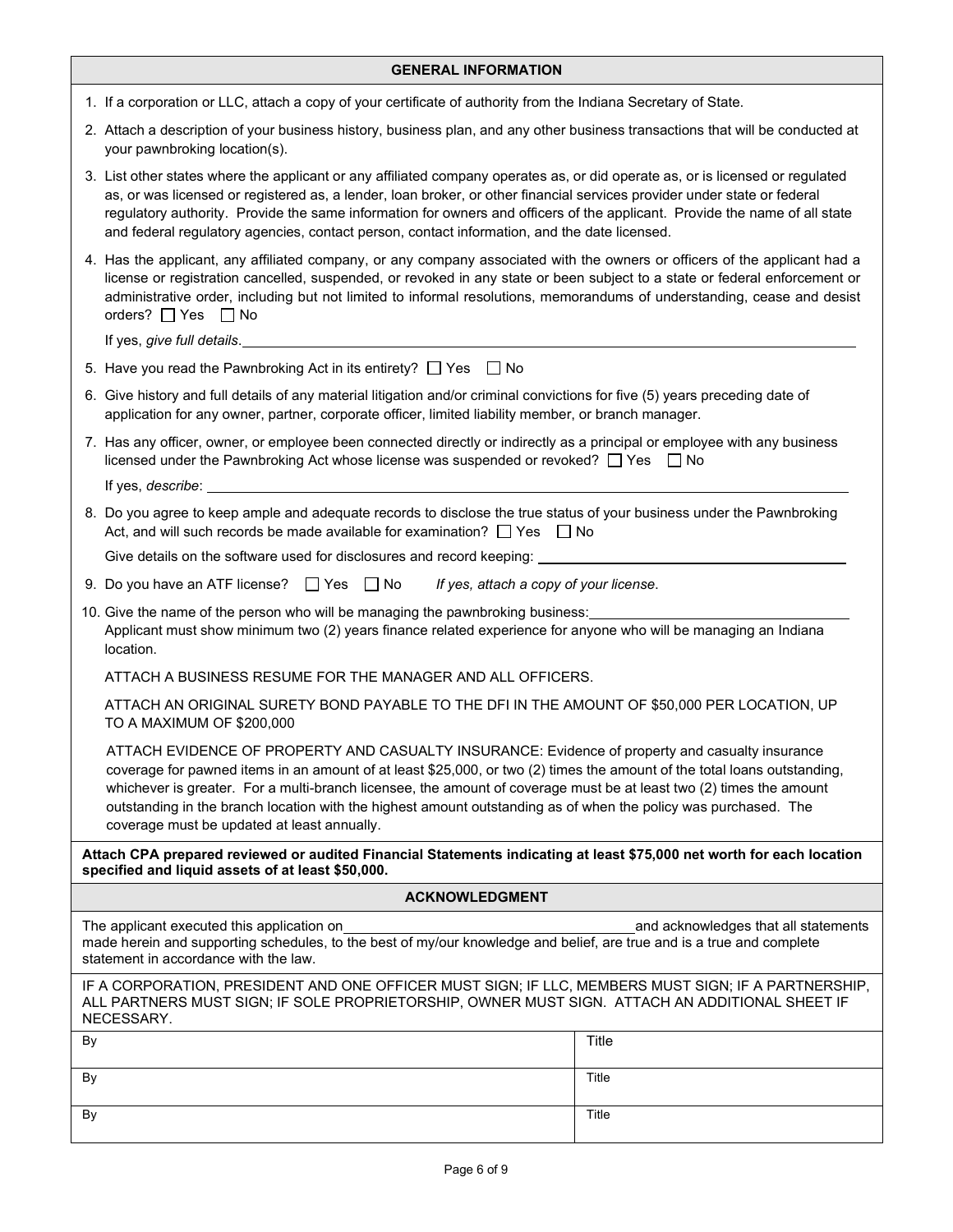## GENERAL INFORMATION

1. If a corporation or LLC, attach a copy of your certificate of authority from the Indiana Secretary of State.
2. Attach a description of your business history, business plan, and any other business transactions that will be conducted at your pawnbroking location(s).
3. List other states where the applicant or any affiliated company operates as, or did operate as, or is licensed or regulated as, or was licensed or registered as, a lender, loan broker, or other financial services provider under state or federal regulatory authority. Provide the same information for owners and officers of the applicant. Provide the name of all state and federal regulatory agencies, contact person, contact information, and the date licensed.
4. Has the applicant, any affiliated company, or any company associated with the owners or officers of the applicant had a license or registration cancelled, suspended, or revoked in any state or been subject to a state or federal enforcement or administrative order, including but not limited to informal resolutions, memorandums of understanding, cease and desist orders? ☐ Yes ☐ No

   If yes, *give full details*. ______________________________
5. Have you read the Pawnbroking Act in its entirety? ☐ Yes ☐ No
6. Give history and full details of any material litigation and/or criminal convictions for five (5) years preceding date of application for any owner, partner, corporate officer, limited liability member, or branch manager.
7. Has any officer, owner, or employee been connected directly or indirectly as a principal or employee with any business licensed under the Pawnbroking Act whose license was suspended or revoked? ☐ Yes ☐ No

   If yes, *describe*: ______________________________
8. Do you agree to keep ample and adequate records to disclose the true status of your business under the Pawnbroking Act, and will such records be made available for examination? ☐ Yes ☐ No

   Give details on the software used for disclosures and record keeping: ______________________________
9. Do you have an ATF license? ☐ Yes ☐ No *If yes, attach a copy of your license*.
10. Give the name of the person who will be managing the pawnbroking business: ______________________________

    Applicant must show minimum two (2) years finance related experience for anyone who will be managing an Indiana location.

    ATTACH A BUSINESS RESUME FOR THE MANAGER AND ALL OFFICERS.

    ATTACH AN ORIGINAL SURETY BOND PAYABLE TO THE DFI IN THE AMOUNT OF $50,000 PER LOCATION, UP TO A MAXIMUM OF $200,000

    ATTACH EVIDENCE OF PROPERTY AND CASUALTY INSURANCE: Evidence of property and casualty insurance coverage for pawned items in an amount of at least $25,000, or two (2) times the amount of the total loans outstanding, whichever is greater. For a multi-branch licensee, the amount of coverage must be at least two (2) times the amount outstanding in the branch location with the highest amount outstanding as of when the policy was purchased. The coverage must be updated at least annually.

**Attach CPA prepared reviewed or audited Financial Statements indicating at least $75,000 net worth for each location specified and liquid assets of at least $50,000.**

## ACKNOWLEDGMENT

The applicant executed this application on ______________________________ and acknowledges that all statements made herein and supporting schedules, to the best of my/our knowledge and belief, are true and is a true and complete statement in accordance with the law.

IF A CORPORATION, PRESIDENT AND ONE OFFICER MUST SIGN; IF LLC, MEMBERS MUST SIGN; IF A PARTNERSHIP, ALL PARTNERS MUST SIGN; IF SOLE PROPRIETORSHIP, OWNER MUST SIGN. ATTACH AN ADDITIONAL SHEET IF NECESSARY.

| By | Title |
|---|---|
| By | Title |
| By | Title |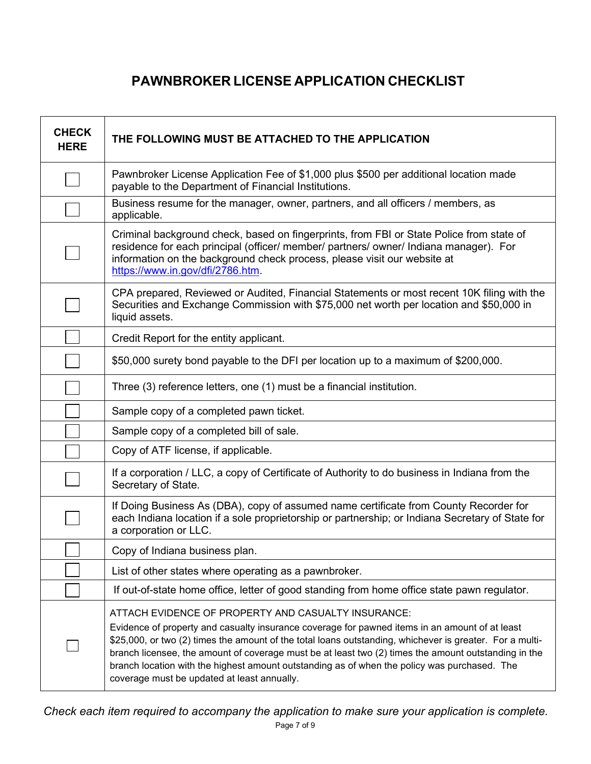# PAWNBROKER LICENSE APPLICATION CHECKLIST

| CHECK HERE | THE FOLLOWING MUST BE ATTACHED TO THE APPLICATION |
|---|---|
| ☐ | Pawnbroker License Application Fee of $1,000 plus $500 per additional location made payable to the Department of Financial Institutions. |
| ☐ | Business resume for the manager, owner, partners, and all officers / members, as applicable. |
| ☐ | Criminal background check, based on fingerprints, from FBI or State Police from state of residence for each principal (officer/ member/ partners/ owner/ Indiana manager). For information on the background check process, please visit our website at [https://www.in.gov/dfi/2786.htm](https://www.in.gov/dfi/2786.htm). |
| ☐ | CPA prepared, Reviewed or Audited, Financial Statements or most recent 10K filing with the Securities and Exchange Commission with $75,000 net worth per location and $50,000 in liquid assets. |
| ☐ | Credit Report for the entity applicant. |
| ☐ | $50,000 surety bond payable to the DFI per location up to a maximum of $200,000. |
| ☐ | Three (3) reference letters, one (1) must be a financial institution. |
| ☐ | Sample copy of a completed pawn ticket. |
| ☐ | Sample copy of a completed bill of sale. |
| ☐ | Copy of ATF license, if applicable. |
| ☐ | If a corporation / LLC, a copy of Certificate of Authority to do business in Indiana from the Secretary of State. |
| ☐ | If Doing Business As (DBA), copy of assumed name certificate from County Recorder for each Indiana location if a sole proprietorship or partnership; or Indiana Secretary of State for a corporation or LLC. |
| ☐ | Copy of Indiana business plan. |
| ☐ | List of other states where operating as a pawnbroker. |
| ☐ | If out-of-state home office, letter of good standing from home office state pawn regulator. |
| ☐ | ATTACH EVIDENCE OF PROPERTY AND CASUALTY INSURANCE: Evidence of property and casualty insurance coverage for pawned items in an amount of at least $25,000, or two (2) times the amount of the total loans outstanding, whichever is greater. For a multi-branch licensee, the amount of coverage must be at least two (2) times the amount outstanding in the branch location with the highest amount outstanding as of when the policy was purchased. The coverage must be updated at least annually. |

*Check each item required to accompany the application to make sure your application is complete.*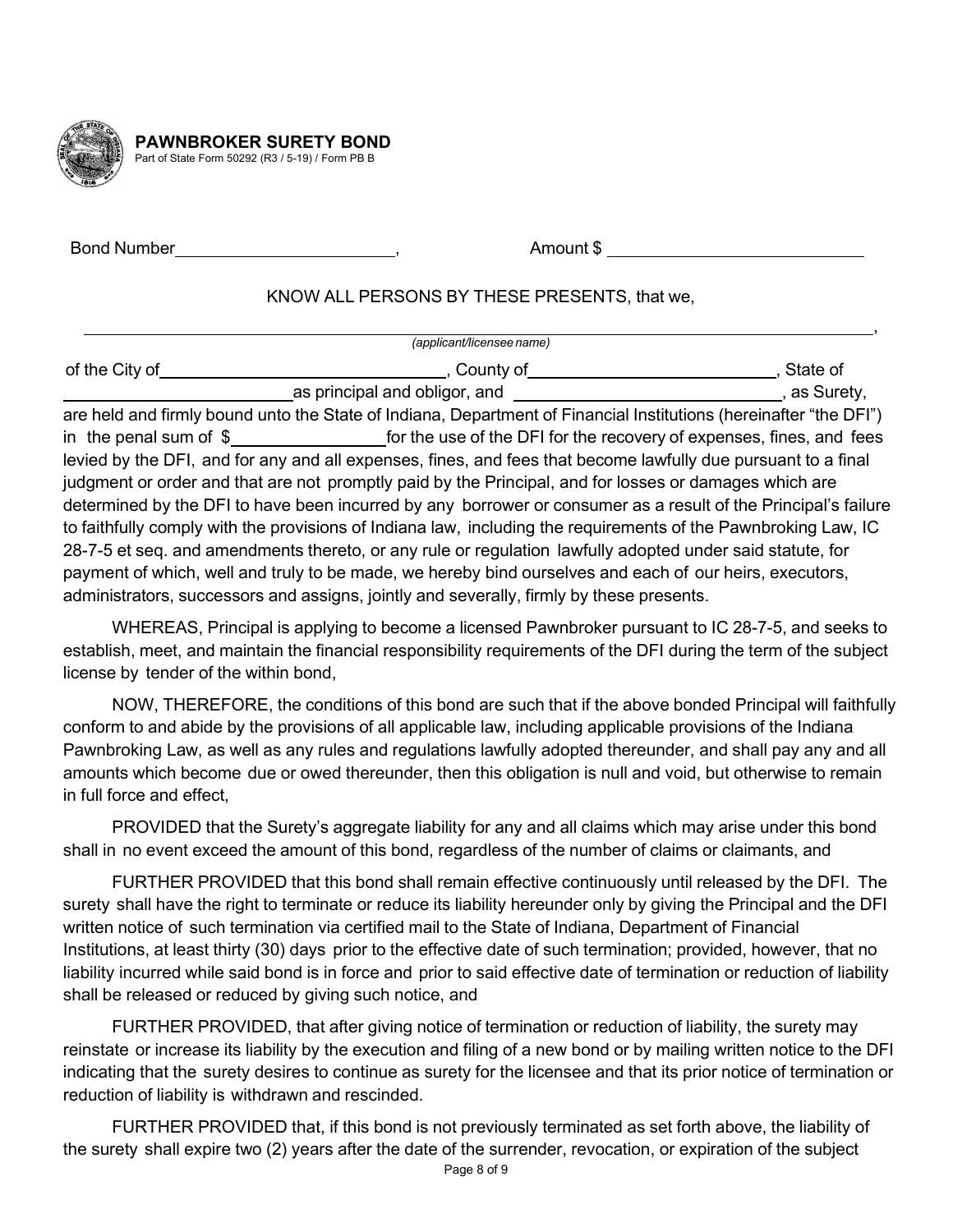**PAWNBROKER SURETY BOND**
Part of State Form 50292 (R3 / 5-19) / Form PB B

Bond Number________________________, Amount $ ____________________________

KNOW ALL PERSONS BY THESE PRESENTS, that we,

______________________________________________________________________________,
*(applicant/licensee name)*

of the City of______________________________, County of____________________________, State of ________________________as principal and obligor, and ____________________________, as Surety, are held and firmly bound unto the State of Indiana, Department of Financial Institutions (hereinafter "the DFI") in the penal sum of $________________for the use of the DFI for the recovery of expenses, fines, and fees levied by the DFI, and for any and all expenses, fines, and fees that become lawfully due pursuant to a final judgment or order and that are not promptly paid by the Principal, and for losses or damages which are determined by the DFI to have been incurred by any borrower or consumer as a result of the Principal's failure to faithfully comply with the provisions of Indiana law, including the requirements of the Pawnbroking Law, IC 28-7-5 et seq. and amendments thereto, or any rule or regulation lawfully adopted under said statute, for payment of which, well and truly to be made, we hereby bind ourselves and each of our heirs, executors, administrators, successors and assigns, jointly and severally, firmly by these presents.

WHEREAS, Principal is applying to become a licensed Pawnbroker pursuant to IC 28-7-5, and seeks to establish, meet, and maintain the financial responsibility requirements of the DFI during the term of the subject license by tender of the within bond,

NOW, THEREFORE, the conditions of this bond are such that if the above bonded Principal will faithfully conform to and abide by the provisions of all applicable law, including applicable provisions of the Indiana Pawnbroking Law, as well as any rules and regulations lawfully adopted thereunder, and shall pay any and all amounts which become due or owed thereunder, then this obligation is null and void, but otherwise to remain in full force and effect,

PROVIDED that the Surety's aggregate liability for any and all claims which may arise under this bond shall in no event exceed the amount of this bond, regardless of the number of claims or claimants, and

FURTHER PROVIDED that this bond shall remain effective continuously until released by the DFI. The surety shall have the right to terminate or reduce its liability hereunder only by giving the Principal and the DFI written notice of such termination via certified mail to the State of Indiana, Department of Financial Institutions, at least thirty (30) days prior to the effective date of such termination; provided, however, that no liability incurred while said bond is in force and prior to said effective date of termination or reduction of liability shall be released or reduced by giving such notice, and

FURTHER PROVIDED, that after giving notice of termination or reduction of liability, the surety may reinstate or increase its liability by the execution and filing of a new bond or by mailing written notice to the DFI indicating that the surety desires to continue as surety for the licensee and that its prior notice of termination or reduction of liability is withdrawn and rescinded.

FURTHER PROVIDED that, if this bond is not previously terminated as set forth above, the liability of the surety shall expire two (2) years after the date of the surrender, revocation, or expiration of the subject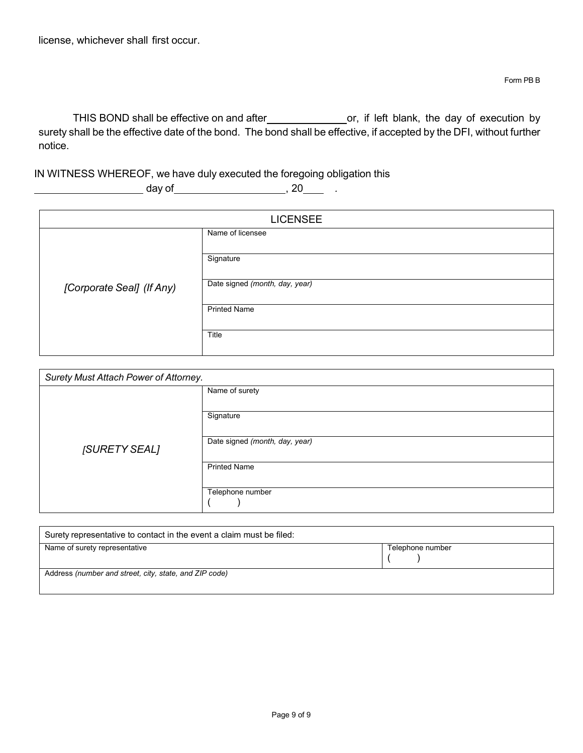license, whichever shall first occur.

Form PB B

THIS BOND shall be effective on and after ______________ or, if left blank, the day of execution by surety shall be the effective date of the bond. The bond shall be effective, if accepted by the DFI, without further notice.

IN WITNESS WHEREOF, we have duly executed the foregoing obligation this ____________________ day of ____________________, 20____ .

| LICENSEE | |
| --- | --- |
| *[Corporate Seal] (If Any)* | Name of licensee |
| | Signature |
| | Date signed *(month, day, year)* |
| | Printed Name |
| | Title |

| *Surety Must Attach Power of Attorney.* | |
| --- | --- |
| *[SURETY SEAL]* | Name of surety |
| | Signature |
| | Date signed *(month, day, year)* |
| | Printed Name |
| | Telephone number ( ) |

| Surety representative to contact in the event a claim must be filed: | |
| --- | --- |
| Name of surety representative | Telephone number ( ) |
| Address *(number and street, city, state, and ZIP code)* | |